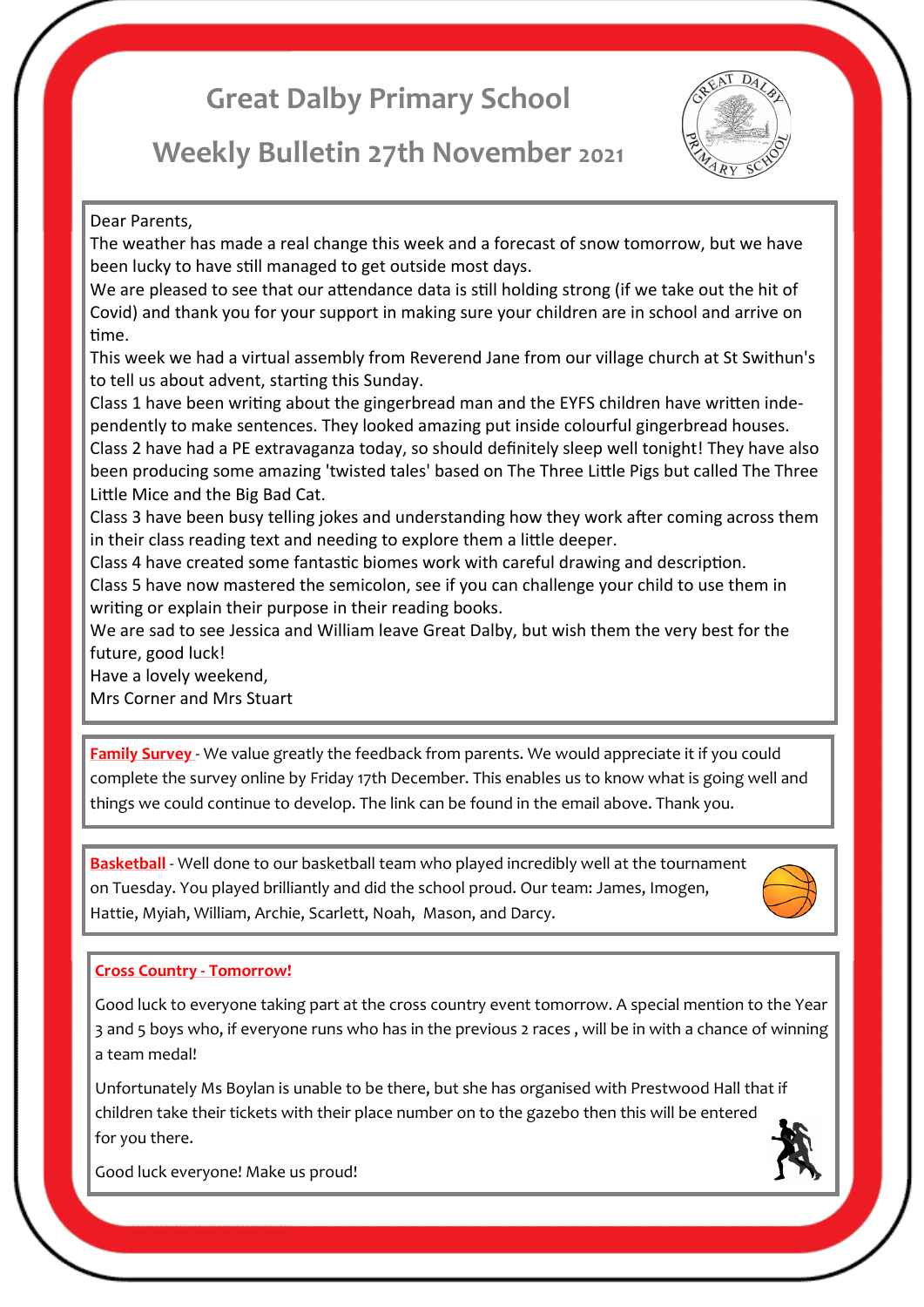# Great Dalby Primary School

## Weekly Bulletin 27th November 2021

Dear Parents,

The weather has made a real change this week and a forecast of snow tomorrow, but we have been lucky to have still managed to get outside most days.

We are pleased to see that our attendance data is still holding strong (if we take out the hit of Covid) and thank you for your support in making sure your children are in school and arrive on time.

This week we had a virtual assembly from Reverend Jane from our village church at St Swithun's to tell us about advent, starting this Sunday.

Class 1 have been writing about the gingerbread man and the EYFS children have written independently to make sentences. They looked amazing put inside colourful gingerbread houses.

Class 2 have had a PE extravaganza today, so should definitely sleep well tonight! They have also been producing some amazing 'twisted tales' based on The Three Little Pigs but called The Three Little Mice and the Big Bad Cat.

Class 3 have been busy telling jokes and understanding how they work after coming across them in their class reading text and needing to explore them a little deeper.

Class 4 have created some fantastic biomes work with careful drawing and description.

Class 5 have now mastered the semicolon, see if you can challenge your child to use them in writing or explain their purpose in their reading books.

We are sad to see Jessica and William leave Great Dalby, but wish them the very best for the future, good luck!

Have a lovely weekend,

Mrs Corner and Mrs Stuart

**Family Survey** - We value greatly the feedback from parents. We would appreciate it if you could complete the survey online by Friday 17th December. This enables us to know what is going well and things we could continue to develop. The link can be found in the email above. Thank you.

**Basketball** - Well done to our basketball team who played incredibly well at the tournament on Tuesday. You played brilliantly and did the school proud. Our team: James, Imogen, Hattie, Myiah, William, Archie, Scarlett, Noah, Mason, and Darcy.

**Cross Country - Tomorrow!**

Good luck to everyone taking part at the cross country event tomorrow. A special mention to the Year 3 and 5 boys who, if everyone runs who has in the previous 2 races , will be in with a chance of winning a team medal!

Unfortunately Ms Boylan is unable to be there, but she has organised with Prestwood Hall that if children take their tickets with their place number on to the gazebo then this will be entered for you there.

Good luck everyone! Make us proud!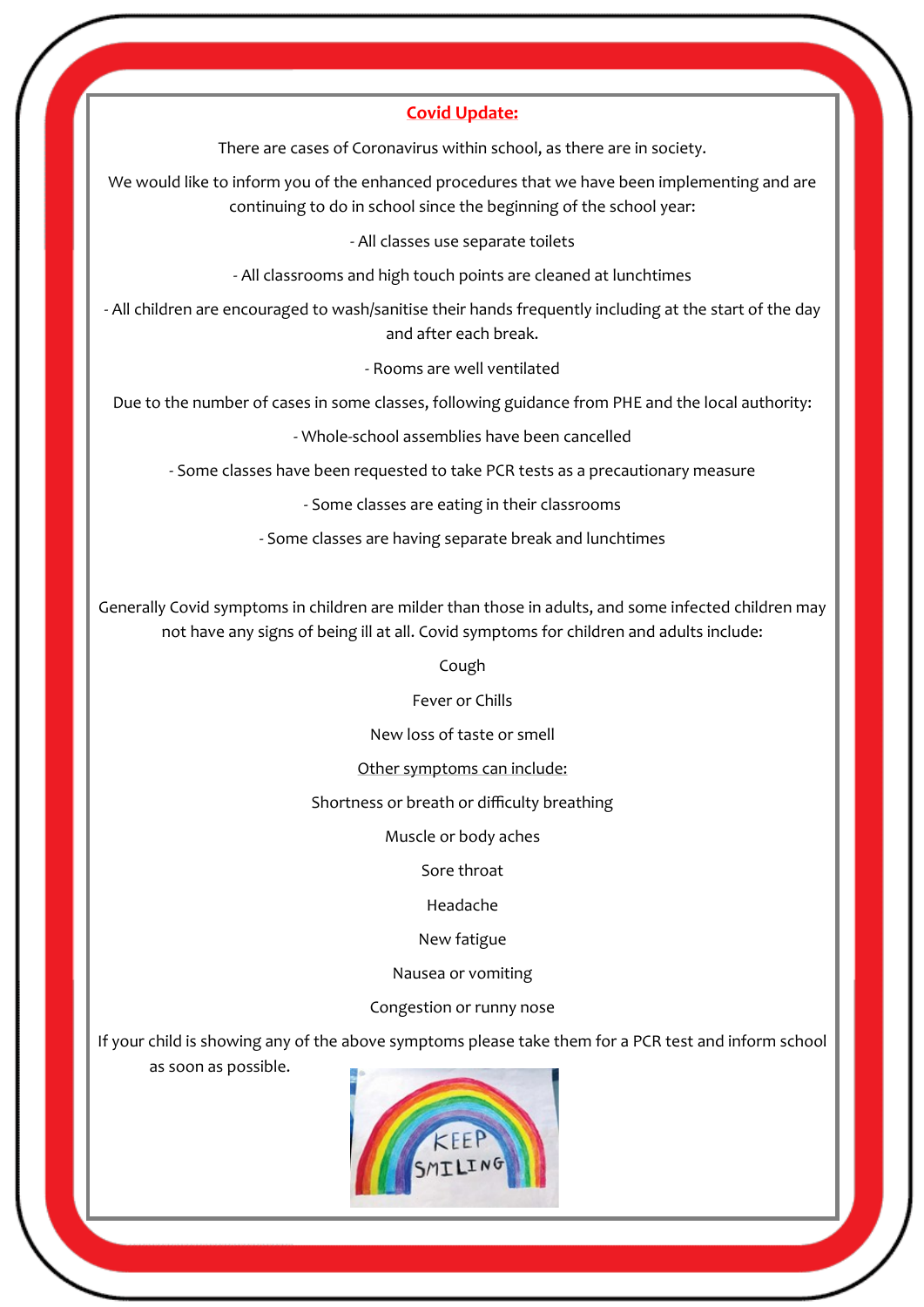## Covid Update:

There are cases of Coronavirus within school, as there are in society.

We would like to inform you of the enhanced procedures that we have been implementing and are continuing to do in school since the beginning of the school year:

- All classes use separate toilets
- All classrooms and high touch points are cleaned at lunchtimes
- All children are encouraged to wash/sanitise their hands frequently including at the start of the day and after each break.
- Rooms are well ventilated

Due to the number of cases in some classes, following guidance from PHE and the local authority:

- Whole-school assemblies have been cancelled
- Some classes have been requested to take PCR tests as a precautionary measure
- Some classes are eating in their classrooms
- Some classes are having separate break and lunchtimes

Generally Covid symptoms in children are milder than those in adults, and some infected children may not have any signs of being ill at all. Covid symptoms for children and adults include:

Cough

Fever or Chills

New loss of taste or smell

Other symptoms can include:

Shortness or breath or difficulty breathing

Muscle or body aches

Sore throat

Headache

New fatigue

Nausea or vomiting

Congestion or runny nose

If your child is showing any of the above symptoms please take them for a PCR test and inform school as soon as possible.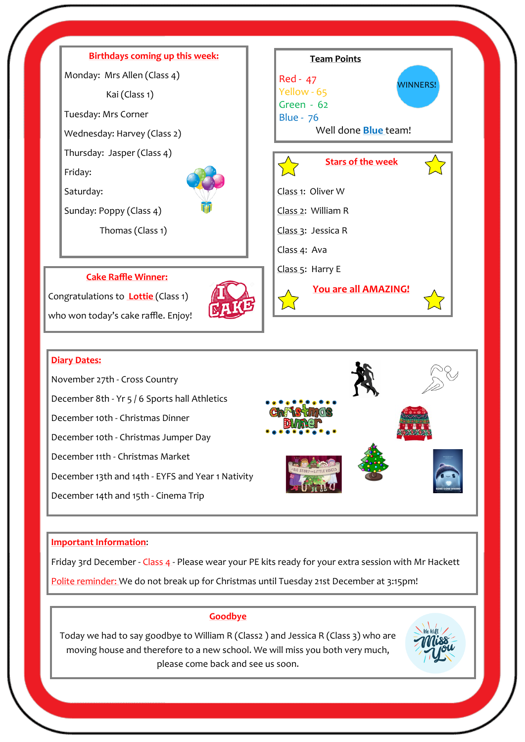## Birthdays coming up this week:

Monday: Mrs Allen (Class 4)

Kai (Class 1)

Tuesday: Mrs Corner

Wednesday: Harvey (Class 2)

Thursday: Jasper (Class 4)

Friday:

Saturday:

Sunday: Poppy (Class 4)

Thomas (Class 1)

## Team Points

Red - 47
Yellow - 65
Green - 62
Blue - 76

WINNERS!

Well done **Blue** team!

## Stars of the week

Class 1: Oliver W

Class 2: William R

Class 3: Jessica R

Class 4: Ava

Class 5: Harry E

**You are all AMAZING!**

## Cake Raffle Winner:

Congratulations to **Lottie** (Class 1) who won today's cake raffle. Enjoy!

## Diary Dates:

November 27th - Cross Country

December 8th - Yr 5 / 6 Sports hall Athletics

December 10th - Christmas Dinner

December 10th - Christmas Jumper Day

December 11th - Christmas Market

December 13th and 14th - EYFS and Year 1 Nativity

December 14th and 15th - Cinema Trip

## Important Information:

Friday 3rd December - Class 4 - Please wear your PE kits ready for your extra session with Mr Hackett

Polite reminder: We do not break up for Christmas until Tuesday 21st December at 3:15pm!

## Goodbye

Today we had to say goodbye to William R (Class2 ) and Jessica R (Class 3) who are moving house and therefore to a new school. We will miss you both very much, please come back and see us soon.